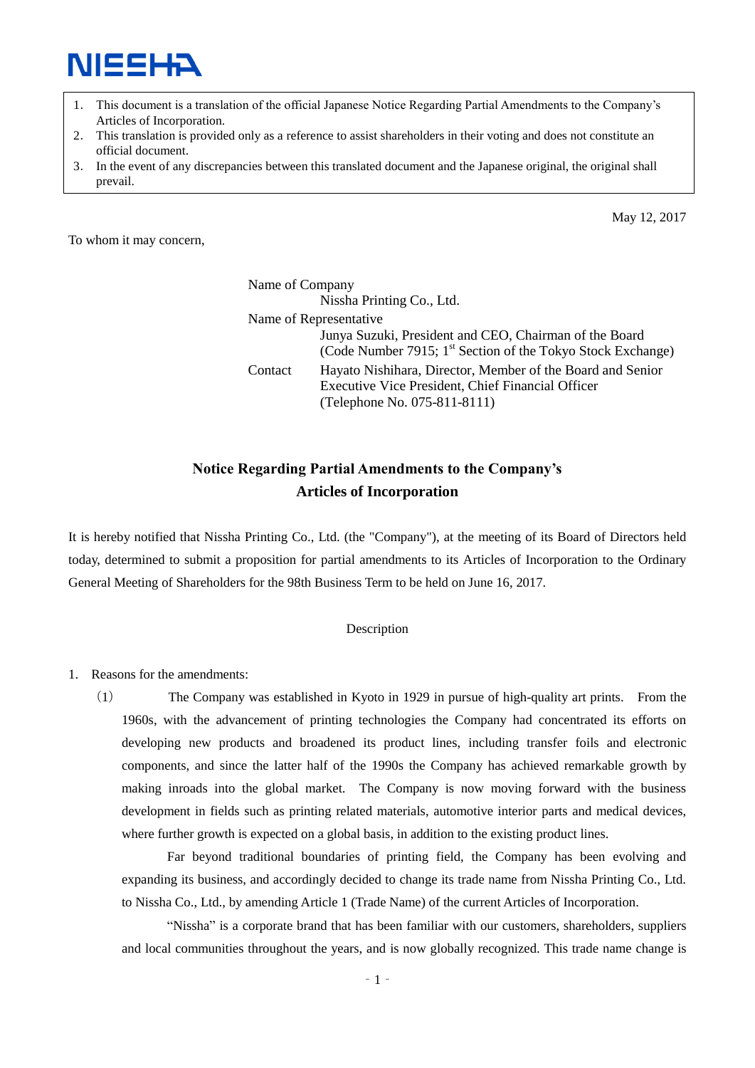NISSHA

1. This document is a translation of the official Japanese Notice Regarding Partial Amendments to the Company's Articles of Incorporation.
2. This translation is provided only as a reference to assist shareholders in their voting and does not constitute an official document.
3. In the event of any discrepancies between this translated document and the Japanese original, the original shall prevail.

May 12, 2017

To whom it may concern,

Name of Company
Nissha Printing Co., Ltd.
Name of Representative
Junya Suzuki, President and CEO, Chairman of the Board
(Code Number 7915; 1st Section of the Tokyo Stock Exchange)
Contact
Hayato Nishihara, Director, Member of the Board and Senior Executive Vice President, Chief Financial Officer
(Telephone No. 075-811-8111)

# Notice Regarding Partial Amendments to the Company's Articles of Incorporation

It is hereby notified that Nissha Printing Co., Ltd. (the "Company"), at the meeting of its Board of Directors held today, determined to submit a proposition for partial amendments to its Articles of Incorporation to the Ordinary General Meeting of Shareholders for the 98th Business Term to be held on June 16, 2017.

Description

1. Reasons for the amendments:

（1） The Company was established in Kyoto in 1929 in pursue of high-quality art prints. From the 1960s, with the advancement of printing technologies the Company had concentrated its efforts on developing new products and broadened its product lines, including transfer foils and electronic components, and since the latter half of the 1990s the Company has achieved remarkable growth by making inroads into the global market. The Company is now moving forward with the business development in fields such as printing related materials, automotive interior parts and medical devices, where further growth is expected on a global basis, in addition to the existing product lines.

Far beyond traditional boundaries of printing field, the Company has been evolving and expanding its business, and accordingly decided to change its trade name from Nissha Printing Co., Ltd. to Nissha Co., Ltd., by amending Article 1 (Trade Name) of the current Articles of Incorporation.

"Nissha" is a corporate brand that has been familiar with our customers, shareholders, suppliers and local communities throughout the years, and is now globally recognized. This trade name change is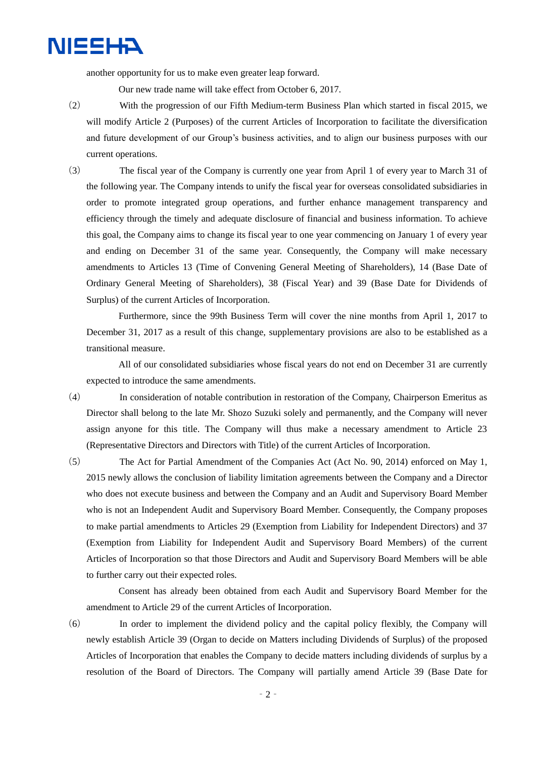another opportunity for us to make even greater leap forward.

Our new trade name will take effect from October 6, 2017.

(2) With the progression of our Fifth Medium-term Business Plan which started in fiscal 2015, we will modify Article 2 (Purposes) of the current Articles of Incorporation to facilitate the diversification and future development of our Group's business activities, and to align our business purposes with our current operations.

(3) The fiscal year of the Company is currently one year from April 1 of every year to March 31 of the following year. The Company intends to unify the fiscal year for overseas consolidated subsidiaries in order to promote integrated group operations, and further enhance management transparency and efficiency through the timely and adequate disclosure of financial and business information. To achieve this goal, the Company aims to change its fiscal year to one year commencing on January 1 of every year and ending on December 31 of the same year. Consequently, the Company will make necessary amendments to Articles 13 (Time of Convening General Meeting of Shareholders), 14 (Base Date of Ordinary General Meeting of Shareholders), 38 (Fiscal Year) and 39 (Base Date for Dividends of Surplus) of the current Articles of Incorporation.

Furthermore, since the 99th Business Term will cover the nine months from April 1, 2017 to December 31, 2017 as a result of this change, supplementary provisions are also to be established as a transitional measure.

All of our consolidated subsidiaries whose fiscal years do not end on December 31 are currently expected to introduce the same amendments.

(4) In consideration of notable contribution in restoration of the Company, Chairperson Emeritus as Director shall belong to the late Mr. Shozo Suzuki solely and permanently, and the Company will never assign anyone for this title. The Company will thus make a necessary amendment to Article 23 (Representative Directors and Directors with Title) of the current Articles of Incorporation.

(5) The Act for Partial Amendment of the Companies Act (Act No. 90, 2014) enforced on May 1, 2015 newly allows the conclusion of liability limitation agreements between the Company and a Director who does not execute business and between the Company and an Audit and Supervisory Board Member who is not an Independent Audit and Supervisory Board Member. Consequently, the Company proposes to make partial amendments to Articles 29 (Exemption from Liability for Independent Directors) and 37 (Exemption from Liability for Independent Audit and Supervisory Board Members) of the current Articles of Incorporation so that those Directors and Audit and Supervisory Board Members will be able to further carry out their expected roles.

Consent has already been obtained from each Audit and Supervisory Board Member for the amendment to Article 29 of the current Articles of Incorporation.

(6) In order to implement the dividend policy and the capital policy flexibly, the Company will newly establish Article 39 (Organ to decide on Matters including Dividends of Surplus) of the proposed Articles of Incorporation that enables the Company to decide matters including dividends of surplus by a resolution of the Board of Directors. The Company will partially amend Article 39 (Base Date for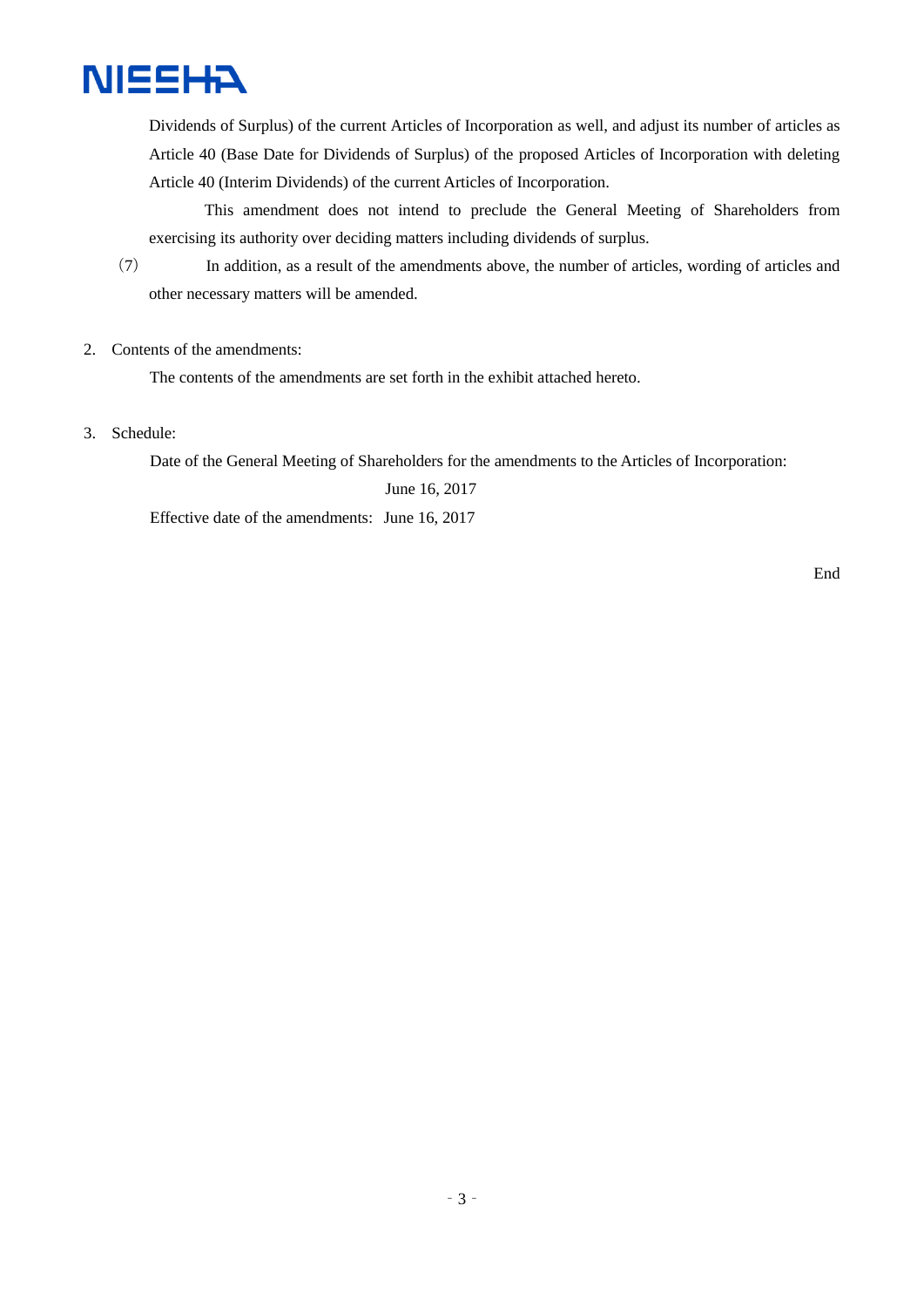Dividends of Surplus) of the current Articles of Incorporation as well, and adjust its number of articles as Article 40 (Base Date for Dividends of Surplus) of the proposed Articles of Incorporation with deleting Article 40 (Interim Dividends) of the current Articles of Incorporation.

This amendment does not intend to preclude the General Meeting of Shareholders from exercising its authority over deciding matters including dividends of surplus.

(7) In addition, as a result of the amendments above, the number of articles, wording of articles and other necessary matters will be amended.

2. Contents of the amendments:

The contents of the amendments are set forth in the exhibit attached hereto.

3. Schedule:

Date of the General Meeting of Shareholders for the amendments to the Articles of Incorporation: June 16, 2017

Effective date of the amendments: June 16, 2017

End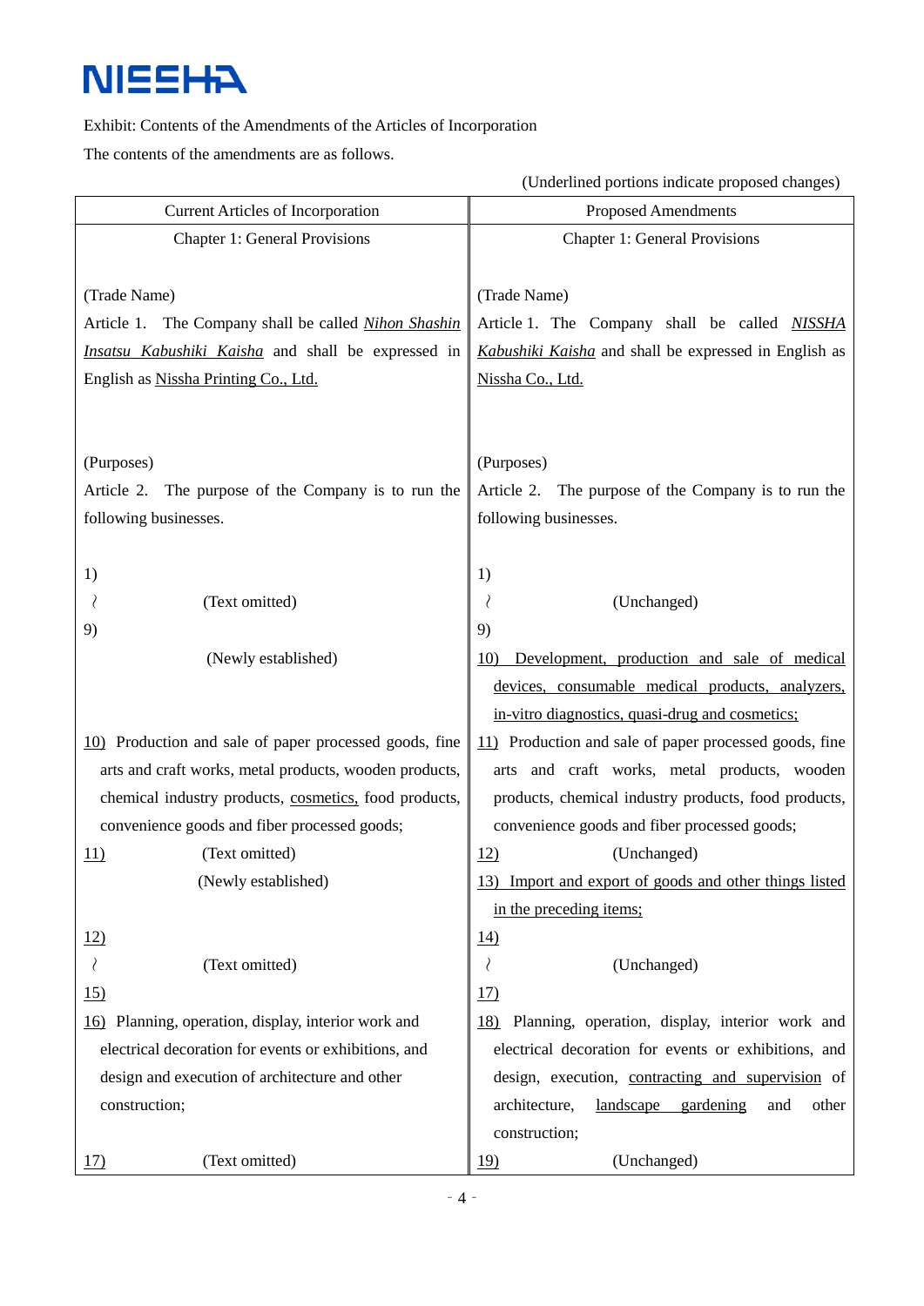NISSHA

Exhibit: Contents of the Amendments of the Articles of Incorporation

The contents of the amendments are as follows.

(Underlined portions indicate proposed changes)

| Current Articles of Incorporation | Proposed Amendments |
|---|---|
| Chapter 1: General Provisions | Chapter 1: General Provisions |
| (Trade Name)<br>Article 1. The Company shall be called <u>*Nihon Shashin Insatsu Kabushiki Kaisha*</u> and shall be expressed in English as <u>Nissha Printing Co., Ltd.</u> | (Trade Name)<br>Article 1. The Company shall be called <u>*NISSHA Kabushiki Kaisha*</u> and shall be expressed in English as <u>Nissha Co., Ltd.</u> |
| (Purposes)<br>Article 2. The purpose of the Company is to run the following businesses. | (Purposes)<br>Article 2. The purpose of the Company is to run the following businesses. |
| 1) 〜 9) (Text omitted) | 1) 〜 9) (Unchanged) |
| (Newly established) | <u>10) Development, production and sale of medical devices, consumable medical products, analyzers, in-vitro diagnostics, quasi-drug and cosmetics;</u> |
| <u>10)</u> Production and sale of paper processed goods, fine arts and craft works, metal products, wooden products, chemical industry products, <u>cosmetics,</u> food products, convenience goods and fiber processed goods; | <u>11)</u> Production and sale of paper processed goods, fine arts and craft works, metal products, wooden products, chemical industry products, food products, convenience goods and fiber processed goods; |
| <u>11)</u> (Text omitted) | <u>12)</u> (Unchanged) |
| (Newly established) | <u>13) Import and export of goods and other things listed in the preceding items;</u> |
| <u>12)</u> 〜 <u>15)</u> (Text omitted) | <u>14)</u> 〜 <u>17)</u> (Unchanged) |
| <u>16)</u> Planning, operation, display, interior work and electrical decoration for events or exhibitions, and design and execution of architecture and other construction; | <u>18)</u> Planning, operation, display, interior work and electrical decoration for events or exhibitions, and design, execution, <u>contracting and supervision</u> of architecture, <u>landscape gardening</u> and other construction; |
| <u>17)</u> (Text omitted) | <u>19)</u> (Unchanged) |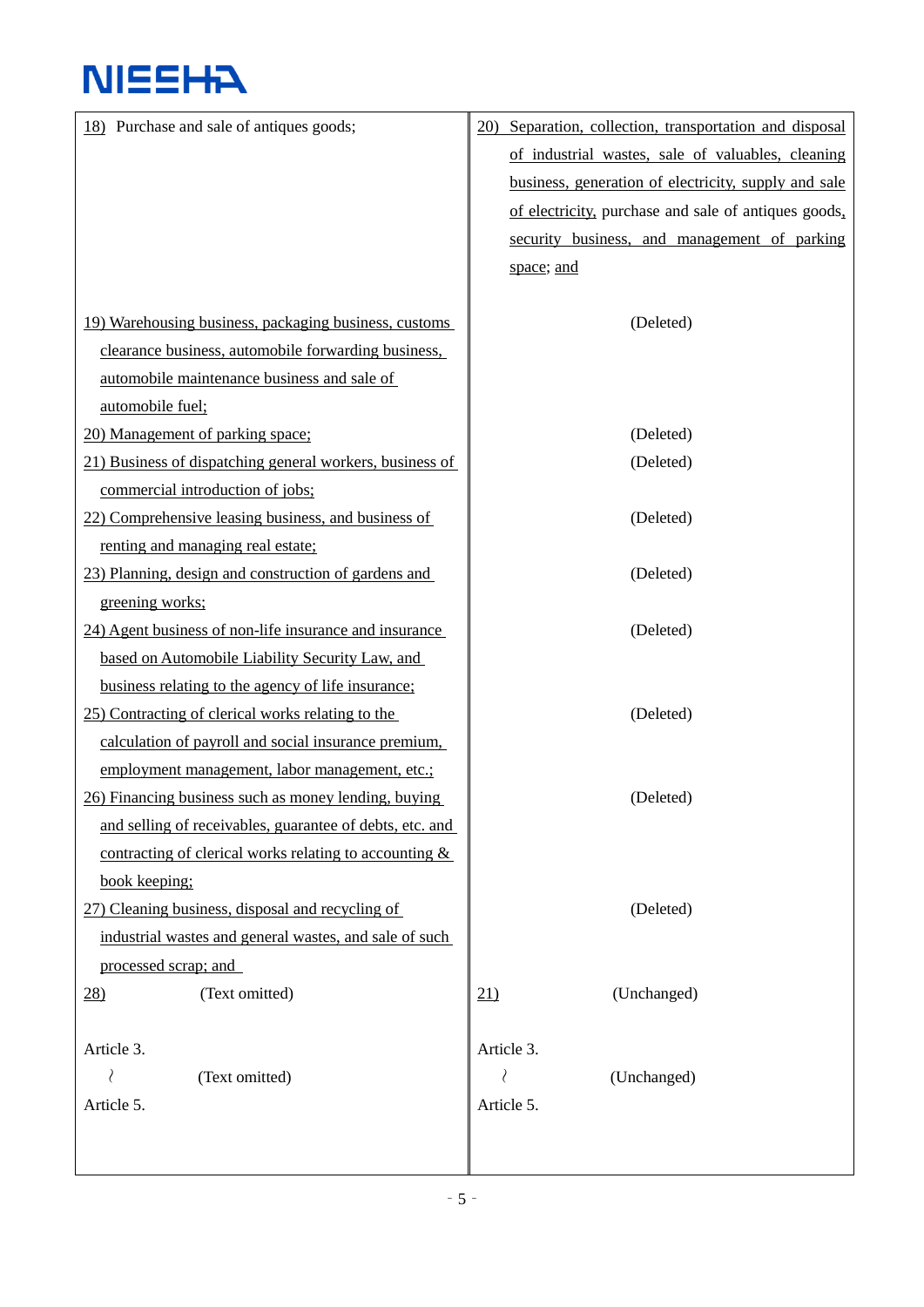| | |
|---|---|
| 18) Purchase and sale of antiques goods; | 20) Separation, collection, transportation and disposal of industrial wastes, sale of valuables, cleaning business, generation of electricity, supply and sale of electricity, purchase and sale of antiques goods, security business, and management of parking space; and |
| 19) Warehousing business, packaging business, customs clearance business, automobile forwarding business, automobile maintenance business and sale of automobile fuel; | (Deleted) |
| 20) Management of parking space; | (Deleted) |
| 21) Business of dispatching general workers, business of commercial introduction of jobs; | (Deleted) |
| 22) Comprehensive leasing business, and business of renting and managing real estate; | (Deleted) |
| 23) Planning, design and construction of gardens and greening works; | (Deleted) |
| 24) Agent business of non-life insurance and insurance based on Automobile Liability Security Law, and business relating to the agency of life insurance; | (Deleted) |
| 25) Contracting of clerical works relating to the calculation of payroll and social insurance premium, employment management, labor management, etc.; | (Deleted) |
| 26) Financing business such as money lending, buying and selling of receivables, guarantee of debts, etc. and contracting of clerical works relating to accounting & book keeping; | (Deleted) |
| 27) Cleaning business, disposal and recycling of industrial wastes and general wastes, and sale of such processed scrap; and | (Deleted) |
| 28) (Text omitted) | 21) (Unchanged) |
| Article 3. 〜 Article 5. (Text omitted) | Article 3. 〜 Article 5. (Unchanged) |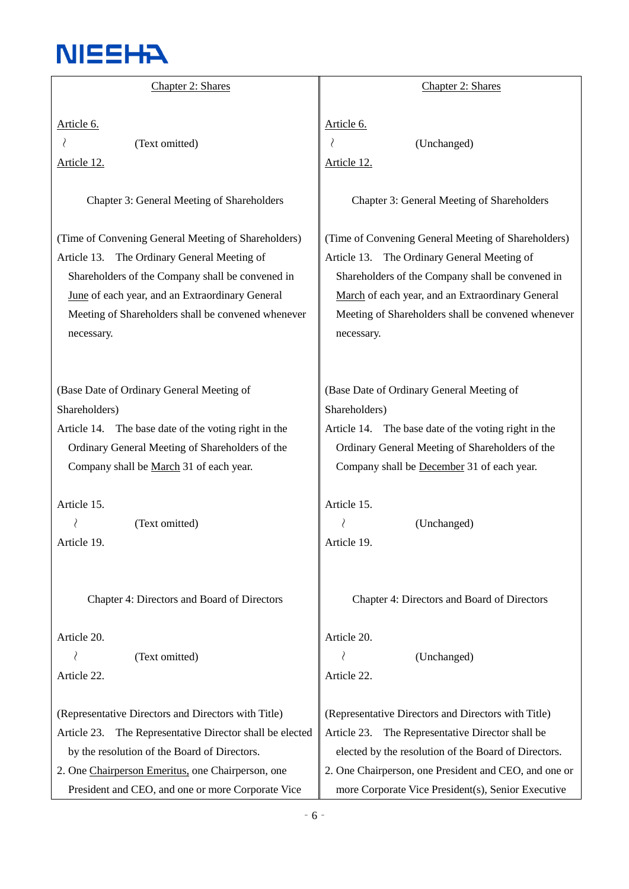| Chapter 2: Shares | Chapter 2: Shares |
|---|---|
| Article 6.<br>〜 (Text omitted)<br>Article 12. | Article 6.<br>〜 (Unchanged)<br>Article 12. |
| Chapter 3: General Meeting of Shareholders | Chapter 3: General Meeting of Shareholders |
| (Time of Convening General Meeting of Shareholders)<br>Article 13. The Ordinary General Meeting of Shareholders of the Company shall be convened in June of each year, and an Extraordinary General Meeting of Shareholders shall be convened whenever necessary. | (Time of Convening General Meeting of Shareholders)<br>Article 13. The Ordinary General Meeting of Shareholders of the Company shall be convened in March of each year, and an Extraordinary General Meeting of Shareholders shall be convened whenever necessary. |
| (Base Date of Ordinary General Meeting of Shareholders)<br>Article 14. The base date of the voting right in the Ordinary General Meeting of Shareholders of the Company shall be March 31 of each year. | (Base Date of Ordinary General Meeting of Shareholders)<br>Article 14. The base date of the voting right in the Ordinary General Meeting of Shareholders of the Company shall be December 31 of each year. |
| Article 15.<br>〜 (Text omitted)<br>Article 19. | Article 15.<br>〜 (Unchanged)<br>Article 19. |
| Chapter 4: Directors and Board of Directors | Chapter 4: Directors and Board of Directors |
| Article 20.<br>〜 (Text omitted)<br>Article 22. | Article 20.<br>〜 (Unchanged)<br>Article 22. |
| (Representative Directors and Directors with Title)<br>Article 23. The Representative Director shall be elected by the resolution of the Board of Directors.<br>2. One Chairperson Emeritus, one Chairperson, one President and CEO, and one or more Corporate Vice | (Representative Directors and Directors with Title)<br>Article 23. The Representative Director shall be elected by the resolution of the Board of Directors.<br>2. One Chairperson, one President and CEO, and one or more Corporate Vice President(s), Senior Executive |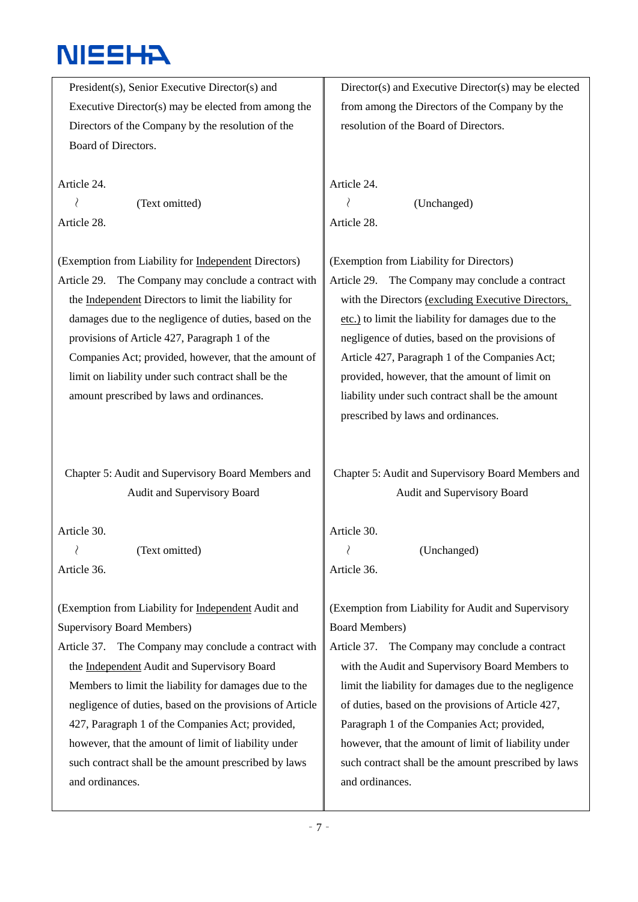| Current Articles of Incorporation | Proposed Amendments |
|---|---|
| President(s), Senior Executive Director(s) and Executive Director(s) may be elected from among the Directors of the Company by the resolution of the Board of Directors. | Director(s) and Executive Director(s) may be elected from among the Directors of the Company by the resolution of the Board of Directors. |
| Article 24. 〜 (Text omitted) Article 28. | Article 24. 〜 (Unchanged) Article 28. |
| (Exemption from Liability for <u>Independent</u> Directors) Article 29. The Company may conclude a contract with the <u>Independent</u> Directors to limit the liability for damages due to the negligence of duties, based on the provisions of Article 427, Paragraph 1 of the Companies Act; provided, however, that the amount of limit on liability under such contract shall be the amount prescribed by laws and ordinances. | (Exemption from Liability for Directors) Article 29. The Company may conclude a contract with the Directors <u>(excluding Executive Directors, etc.)</u> to limit the liability for damages due to the negligence of duties, based on the provisions of Article 427, Paragraph 1 of the Companies Act; provided, however, that the amount of limit on liability under such contract shall be the amount prescribed by laws and ordinances. |
| Chapter 5: Audit and Supervisory Board Members and Audit and Supervisory Board | Chapter 5: Audit and Supervisory Board Members and Audit and Supervisory Board |
| Article 30. 〜 (Text omitted) Article 36. | Article 30. 〜 (Unchanged) Article 36. |
| (Exemption from Liability for <u>Independent</u> Audit and Supervisory Board Members) Article 37. The Company may conclude a contract with the <u>Independent</u> Audit and Supervisory Board Members to limit the liability for damages due to the negligence of duties, based on the provisions of Article 427, Paragraph 1 of the Companies Act; provided, however, that the amount of limit of liability under such contract shall be the amount prescribed by laws and ordinances. | (Exemption from Liability for Audit and Supervisory Board Members) Article 37. The Company may conclude a contract with the Audit and Supervisory Board Members to limit the liability for damages due to the negligence of duties, based on the provisions of Article 427, Paragraph 1 of the Companies Act; provided, however, that the amount of limit of liability under such contract shall be the amount prescribed by laws and ordinances. |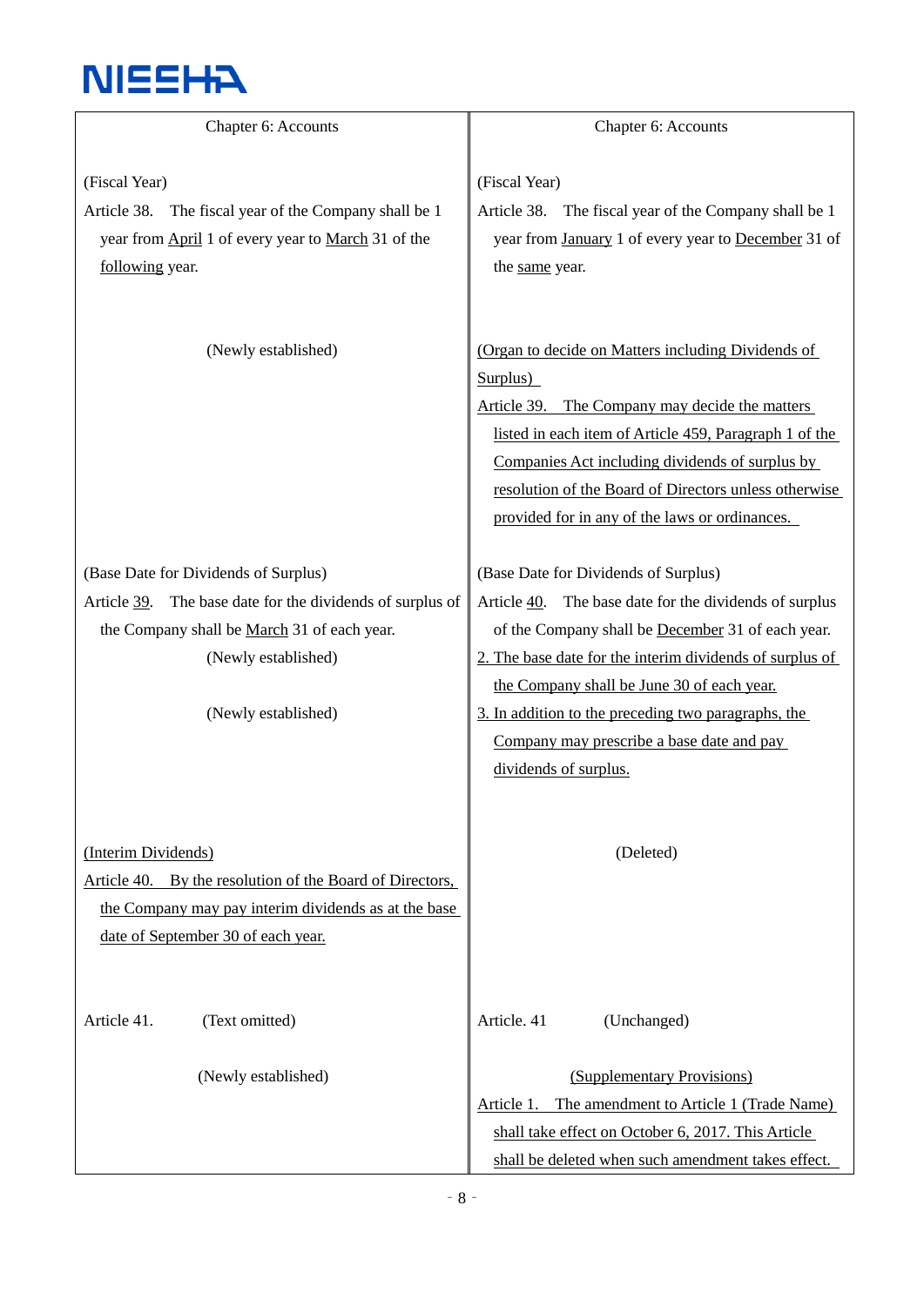| Chapter 6: Accounts | Chapter 6: Accounts |
|---|---|
| (Fiscal Year)<br>Article 38. The fiscal year of the Company shall be 1 year from April 1 of every year to March 31 of the following year. | (Fiscal Year)<br>Article 38. The fiscal year of the Company shall be 1 year from January 1 of every year to December 31 of the same year. |
| (Newly established) | (Organ to decide on Matters including Dividends of Surplus)<br>Article 39. The Company may decide the matters listed in each item of Article 459, Paragraph 1 of the Companies Act including dividends of surplus by resolution of the Board of Directors unless otherwise provided for in any of the laws or ordinances. |
| (Base Date for Dividends of Surplus)<br>Article 39. The base date for the dividends of surplus of the Company shall be March 31 of each year.<br>(Newly established)<br>(Newly established) | (Base Date for Dividends of Surplus)<br>Article 40. The base date for the dividends of surplus of the Company shall be December 31 of each year.<br>2. The base date for the interim dividends of surplus of the Company shall be June 30 of each year.<br>3. In addition to the preceding two paragraphs, the Company may prescribe a base date and pay dividends of surplus. |
| (Interim Dividends)<br>Article 40. By the resolution of the Board of Directors, the Company may pay interim dividends as at the base date of September 30 of each year. | (Deleted) |
| Article 41. (Text omitted) | Article. 41 (Unchanged) |
| (Newly established) | (Supplementary Provisions)<br>Article 1. The amendment to Article 1 (Trade Name) shall take effect on October 6, 2017. This Article shall be deleted when such amendment takes effect. |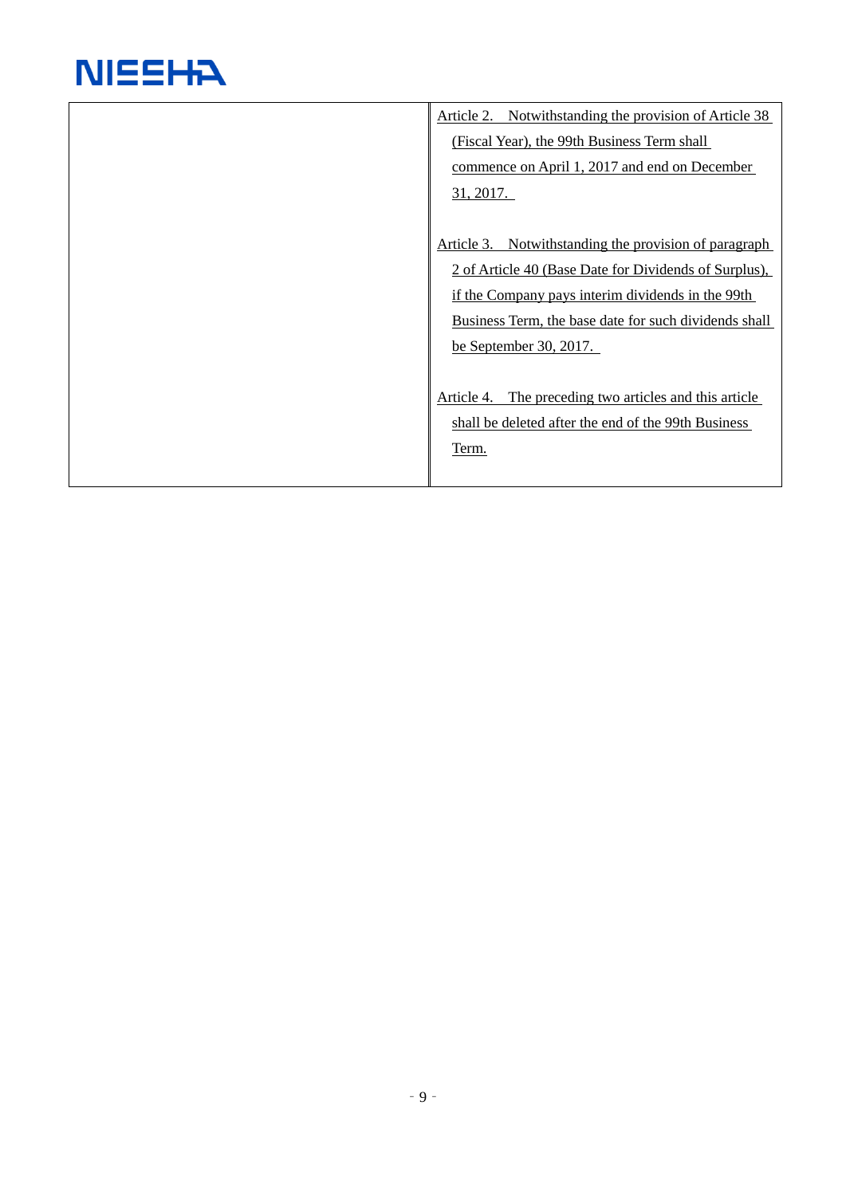| | |
|---|---|
| | Article 2. Notwithstanding the provision of Article 38 (Fiscal Year), the 99th Business Term shall commence on April 1, 2017 and end on December 31, 2017.<br><br>Article 3. Notwithstanding the provision of paragraph 2 of Article 40 (Base Date for Dividends of Surplus), if the Company pays interim dividends in the 99th Business Term, the base date for such dividends shall be September 30, 2017.<br><br>Article 4. The preceding two articles and this article shall be deleted after the end of the 99th Business Term. |